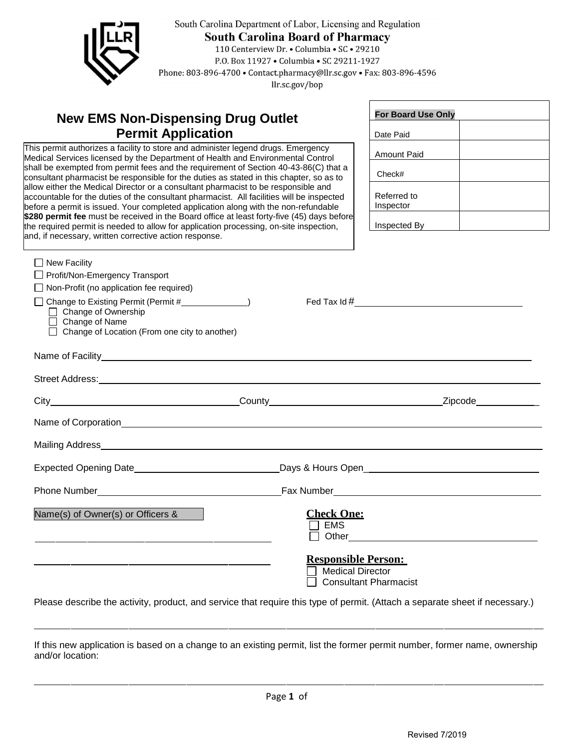South Carolina Department of Labor, Licensing and Regulation

**South Carolina Board of Pharmacy**

110 Centerview Dr. • Columbia • SC • 29210
P.O. Box 11927 • Columbia • SC 29211-1927
Phone: 803-896-4700 • Contact.pharmacy@llr.sc.gov • Fax: 803-896-4596
llr.sc.gov/bop

# New EMS Non-Dispensing Drug Outlet Permit Application

| For Board Use Only | |
|---|---|
| Date Paid | |
| Amount Paid | |
| Check# | |
| Referred to Inspector | |
| Inspected By | |

This permit authorizes a facility to store and administer legend drugs. Emergency Medical Services licensed by the Department of Health and Environmental Control shall be exempted from permit fees and the requirement of Section 40-43-86(C) that a consultant pharmacist be responsible for the duties as stated in this chapter, so as to allow either the Medical Director or a consultant pharmacist to be responsible and accountable for the duties of the consultant pharmacist. All facilities will be inspected before a permit is issued. Your completed application along with the non-refundable **$280 permit fee** must be received in the Board office at least forty-five (45) days before the required permit is needed to allow for application processing, on-site inspection, and, if necessary, written corrective action response.

☐ New Facility
☐ Profit/Non-Emergency Transport
☐ Non-Profit (no application fee required)
☐ Change to Existing Permit (Permit #\_\_\_\_\_\_\_\_\_\_) Fed Tax Id #\_\_\_\_\_\_\_\_\_\_\_\_\_\_\_\_\_\_\_\_
  ☐ Change of Ownership
  ☐ Change of Name
  ☐ Change of Location (From one city to another)

Name of Facility\_\_\_\_\_\_\_\_\_\_\_\_\_\_\_\_\_\_\_\_\_\_\_\_\_\_\_\_\_\_\_\_\_\_\_\_\_\_\_\_

Street Address:\_\_\_\_\_\_\_\_\_\_\_\_\_\_\_\_\_\_\_\_\_\_\_\_\_\_\_\_\_\_\_\_\_\_\_\_\_\_\_\_

City\_\_\_\_\_\_\_\_\_\_\_\_\_\_\_\_ County\_\_\_\_\_\_\_\_\_\_\_\_\_\_\_\_ Zipcode\_\_\_\_\_\_\_\_\_\_

Name of Corporation\_\_\_\_\_\_\_\_\_\_\_\_\_\_\_\_\_\_\_\_\_\_\_\_\_\_\_\_\_\_\_\_\_\_\_\_\_\_\_\_

Mailing Address\_\_\_\_\_\_\_\_\_\_\_\_\_\_\_\_\_\_\_\_\_\_\_\_\_\_\_\_\_\_\_\_\_\_\_\_\_\_\_\_

Expected Opening Date\_\_\_\_\_\_\_\_\_\_\_\_\_\_\_\_ Days & Hours Open\_\_\_\_\_\_\_\_\_\_\_\_\_\_\_\_

Phone Number\_\_\_\_\_\_\_\_\_\_\_\_\_\_\_\_ Fax Number\_\_\_\_\_\_\_\_\_\_\_\_\_\_\_\_

Name(s) of Owner(s) or Officers &

\_\_\_\_\_\_\_\_\_\_\_\_\_\_\_\_\_\_\_\_\_\_\_\_\_\_\_\_\_\_

\_\_\_\_\_\_\_\_\_\_\_\_\_\_\_\_\_\_\_\_\_\_\_\_\_\_\_\_\_\_

**Check One:**
☐ EMS
☐ Other\_\_\_\_\_\_\_\_\_\_\_\_\_\_\_\_\_\_\_\_

**Responsible Person:**
☐ Medical Director
☐ Consultant Pharmacist

Please describe the activity, product, and service that require this type of permit. (Attach a separate sheet if necessary.)

\_\_\_\_\_\_\_\_\_\_\_\_\_\_\_\_\_\_\_\_\_\_\_\_\_\_\_\_\_\_\_\_\_\_\_\_\_\_\_\_\_\_\_\_\_\_\_\_\_\_\_\_\_\_\_\_

If this new application is based on a change to an existing permit, list the former permit number, former name, ownership and/or location:

\_\_\_\_\_\_\_\_\_\_\_\_\_\_\_\_\_\_\_\_\_\_\_\_\_\_\_\_\_\_\_\_\_\_\_\_\_\_\_\_\_\_\_\_\_\_\_\_\_\_\_\_\_\_\_\_

Revised 7/2019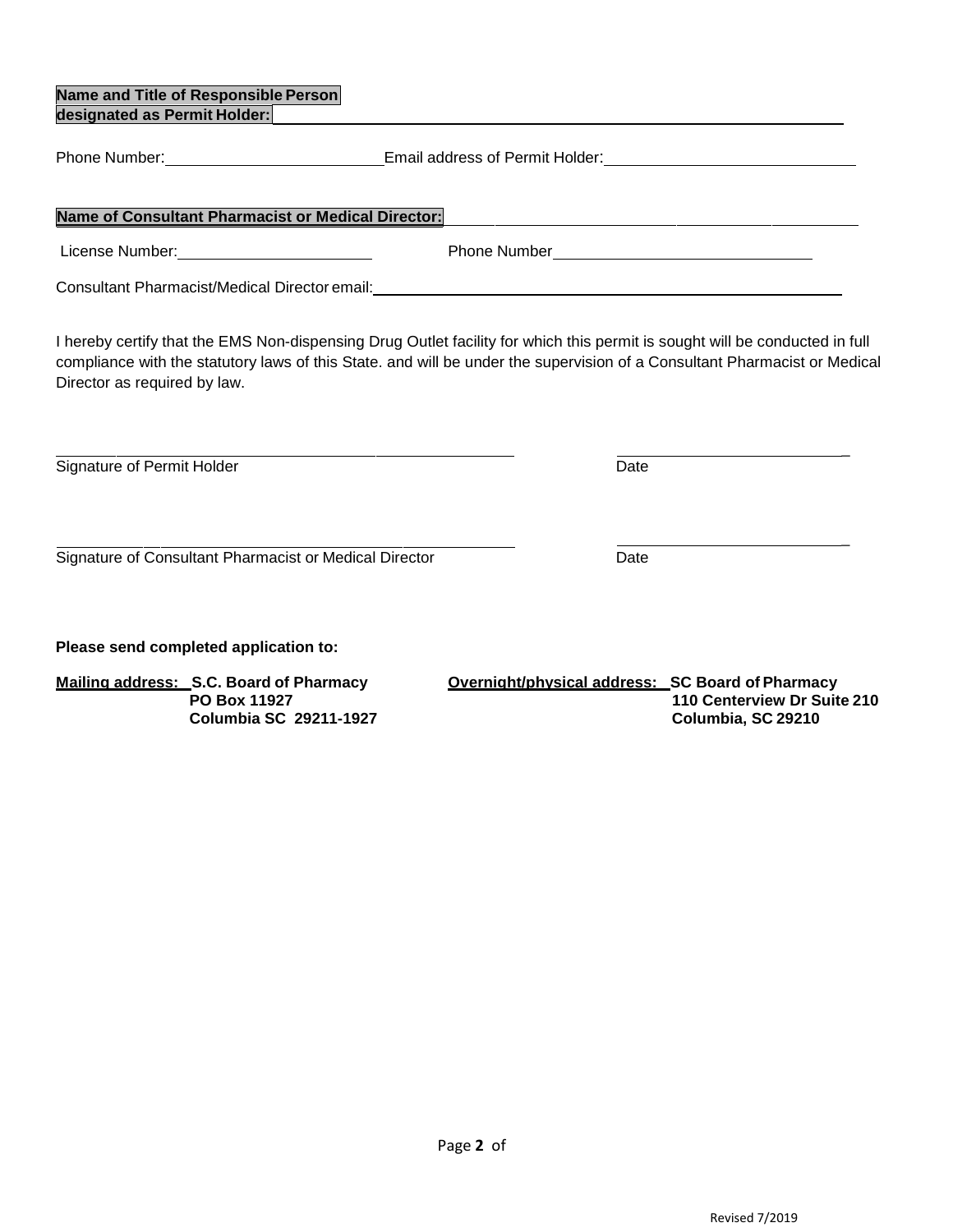**Name and Title of Responsible Person designated as Permit Holder:** ______________________________

Phone Number: ____________________ Email address of Permit Holder: ____________________

**Name of Consultant Pharmacist or Medical Director:** ______________________________

License Number: ____________________ Phone Number ____________________

Consultant Pharmacist/Medical Director email: ______________________________

I hereby certify that the EMS Non-dispensing Drug Outlet facility for which this permit is sought will be conducted in full compliance with the statutory laws of this State. and will be under the supervision of a Consultant Pharmacist or Medical Director as required by law.

______________________________ ____________________
Signature of Permit Holder Date

______________________________ ____________________
Signature of Consultant Pharmacist or Medical Director Date

**Please send completed application to:**

**Mailing address:** **S.C. Board of Pharmacy**
**PO Box 11927**
**Columbia SC 29211-1927**

**Overnight/physical address:** **SC Board of Pharmacy**
**110 Centerview Dr Suite 210**
**Columbia, SC 29210**

Revised 7/2019